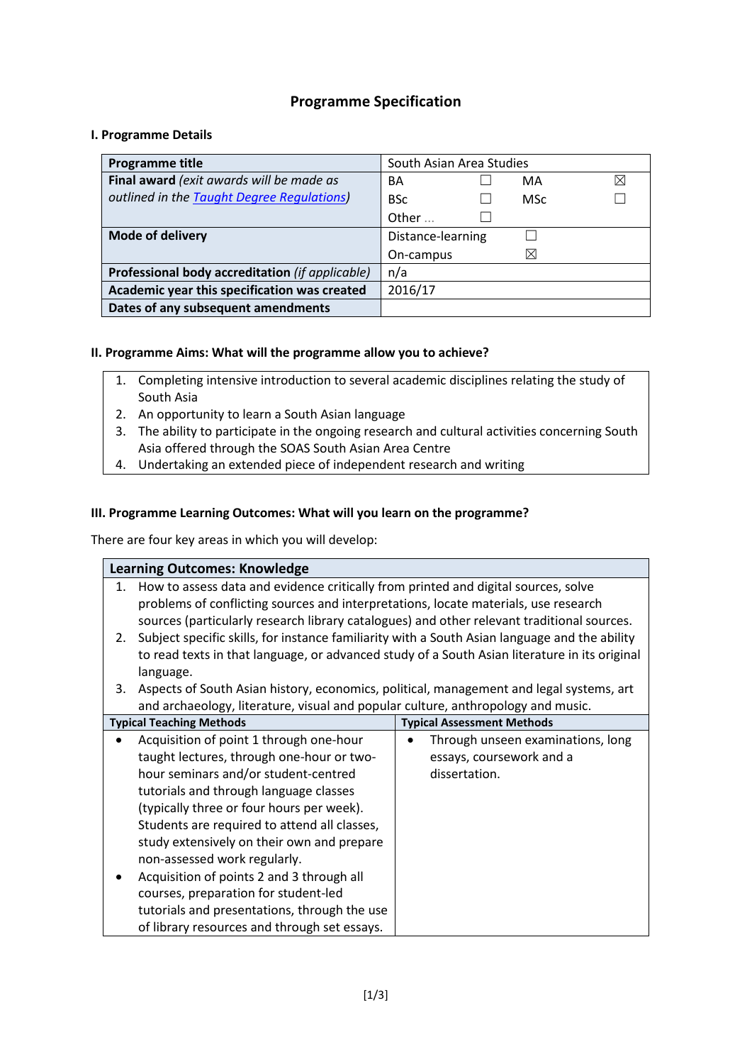# Programme Specification

## I. Programme Details

| Programme title | South Asian Area Studies | | | |
|---|---|---|---|---|
| **Final award** *(exit awards will be made as outlined in the [Taught Degree Regulations](Taught Degree Regulations))* | BA | ☐ | MA | ☒ |
| | BSc | ☐ | MSc | ☐ |
| | Other … | ☐ | | |
| **Mode of delivery** | Distance-learning | ☐ | | |
| | On-campus | ☒ | | |
| **Professional body accreditation** *(if applicable)* | n/a | | | |
| **Academic year this specification was created** | 2016/17 | | | |
| **Dates of any subsequent amendments** | | | | |

## II. Programme Aims: What will the programme allow you to achieve?

1. Completing intensive introduction to several academic disciplines relating the study of South Asia
2. An opportunity to learn a South Asian language
3. The ability to participate in the ongoing research and cultural activities concerning South Asia offered through the SOAS South Asian Area Centre
4. Undertaking an extended piece of independent research and writing

## III. Programme Learning Outcomes: What will you learn on the programme?

There are four key areas in which you will develop:

**Learning Outcomes: Knowledge**

1. How to assess data and evidence critically from printed and digital sources, solve problems of conflicting sources and interpretations, locate materials, use research sources (particularly research library catalogues) and other relevant traditional sources.
2. Subject specific skills, for instance familiarity with a South Asian language and the ability to read texts in that language, or advanced study of a South Asian literature in its original language.
3. Aspects of South Asian history, economics, political, management and legal systems, art and archaeology, literature, visual and popular culture, anthropology and music.

| Typical Teaching Methods | Typical Assessment Methods |
|---|---|
| • Acquisition of point 1 through one-hour taught lectures, through one-hour or two-hour seminars and/or student-centred tutorials and through language classes (typically three or four hours per week). Students are required to attend all classes, study extensively on their own and prepare non-assessed work regularly.<br>• Acquisition of points 2 and 3 through all courses, preparation for student-led tutorials and presentations, through the use of library resources and through set essays. | • Through unseen examinations, long essays, coursework and a dissertation. |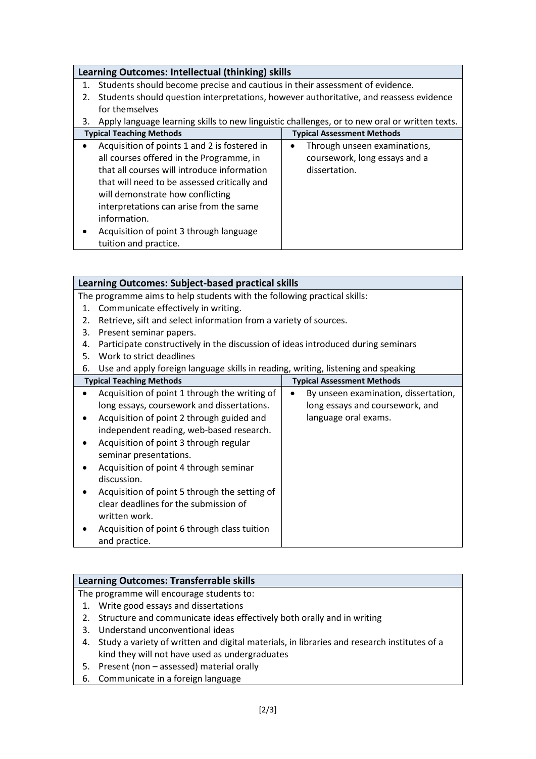| **Learning Outcomes: Intellectual (thinking) skills** | |
|---|---|
| 1. Students should become precise and cautious in their assessment of evidence.<br>2. Students should question interpretations, however authoritative, and reassess evidence for themselves<br>3. Apply language learning skills to new linguistic challenges, or to new oral or written texts. | |
| **Typical Teaching Methods** | **Typical Assessment Methods** |
| • Acquisition of points 1 and 2 is fostered in all courses offered in the Programme, in that all courses will introduce information that will need to be assessed critically and will demonstrate how conflicting interpretations can arise from the same information.<br>• Acquisition of point 3 through language tuition and practice. | • Through unseen examinations, coursework, long essays and a dissertation. |

| **Learning Outcomes: Subject-based practical skills** | |
|---|---|
| The programme aims to help students with the following practical skills:<br>1. Communicate effectively in writing.<br>2. Retrieve, sift and select information from a variety of sources.<br>3. Present seminar papers.<br>4. Participate constructively in the discussion of ideas introduced during seminars<br>5. Work to strict deadlines<br>6. Use and apply foreign language skills in reading, writing, listening and speaking | |
| **Typical Teaching Methods** | **Typical Assessment Methods** |
| • Acquisition of point 1 through the writing of long essays, coursework and dissertations.<br>• Acquisition of point 2 through guided and independent reading, web-based research.<br>• Acquisition of point 3 through regular seminar presentations.<br>• Acquisition of point 4 through seminar discussion.<br>• Acquisition of point 5 through the setting of clear deadlines for the submission of written work.<br>• Acquisition of point 6 through class tuition and practice. | • By unseen examination, dissertation, long essays and coursework, and language oral exams. |

| **Learning Outcomes: Transferrable skills** |
|---|
| The programme will encourage students to:<br>1. Write good essays and dissertations<br>2. Structure and communicate ideas effectively both orally and in writing<br>3. Understand unconventional ideas<br>4. Study a variety of written and digital materials, in libraries and research institutes of a kind they will not have used as undergraduates<br>5. Present (non – assessed) material orally<br>6. Communicate in a foreign language |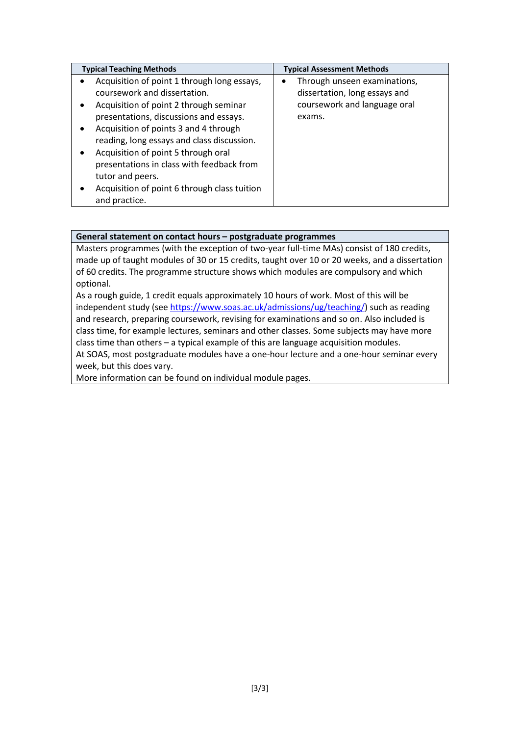| Typical Teaching Methods | Typical Assessment Methods |
|---|---|
| • Acquisition of point 1 through long essays, coursework and dissertation.<br>• Acquisition of point 2 through seminar presentations, discussions and essays.<br>• Acquisition of points 3 and 4 through reading, long essays and class discussion.<br>• Acquisition of point 5 through oral presentations in class with feedback from tutor and peers.<br>• Acquisition of point 6 through class tuition and practice. | • Through unseen examinations, dissertation, long essays and coursework and language oral exams. |

| General statement on contact hours – postgraduate programmes |
|---|
| Masters programmes (with the exception of two-year full-time MAs) consist of 180 credits, made up of taught modules of 30 or 15 credits, taught over 10 or 20 weeks, and a dissertation of 60 credits. The programme structure shows which modules are compulsory and which optional.<br>As a rough guide, 1 credit equals approximately 10 hours of work. Most of this will be independent study (see [https://www.soas.ac.uk/admissions/ug/teaching/](https://www.soas.ac.uk/admissions/ug/teaching/)) such as reading and research, preparing coursework, revising for examinations and so on. Also included is class time, for example lectures, seminars and other classes. Some subjects may have more class time than others – a typical example of this are language acquisition modules.<br>At SOAS, most postgraduate modules have a one-hour lecture and a one-hour seminar every week, but this does vary.<br>More information can be found on individual module pages. |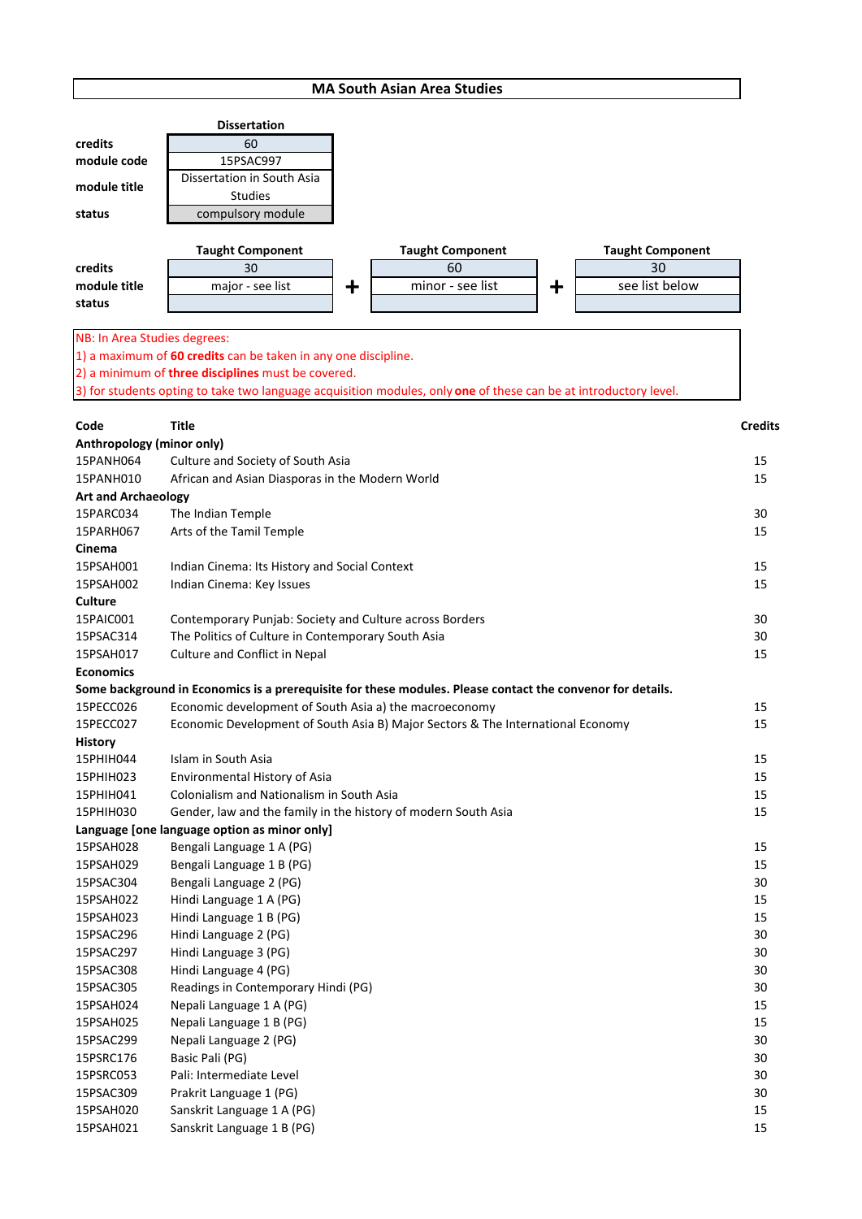# MA South Asian Area Studies

|  | Dissertation |
|---|---|
| **credits** | 60 |
| **module code** | 15PSAC997 |
| **module title** | Dissertation in South Asia Studies |
| **status** | compulsory module |

|  | Taught Component |  | Taught Component |  | Taught Component |
|---|---|---|---|---|---|
| **credits** | 30 | + | 60 | + | 30 |
| **module title** | major - see list |  | minor - see list |  | see list below |
| **status** |  |  |  |  |  |

NB: In Area Studies degrees:
1) a maximum of **60 credits** can be taken in any one discipline.
2) a minimum of **three disciplines** must be covered.
3) for students opting to take two language acquisition modules, only **one** of these can be at introductory level.

| Code | Title | Credits |
|---|---|---|
| **Anthropology (minor only)** | | |
| 15PANH064 | Culture and Society of South Asia | 15 |
| 15PANH010 | African and Asian Diasporas in the Modern World | 15 |
| **Art and Archaeology** | | |
| 15PARC034 | The Indian Temple | 30 |
| 15PARH067 | Arts of the Tamil Temple | 15 |
| **Cinema** | | |
| 15PSAH001 | Indian Cinema: Its History and Social Context | 15 |
| 15PSAH002 | Indian Cinema: Key Issues | 15 |
| **Culture** | | |
| 15PAIC001 | Contemporary Punjab: Society and Culture across Borders | 30 |
| 15PSAC314 | The Politics of Culture in Contemporary South Asia | 30 |
| 15PSAH017 | Culture and Conflict in Nepal | 15 |
| **Economics** | | |
| **Some background in Economics is a prerequisite for these modules. Please contact the convenor for details.** | | |
| 15PECC026 | Economic development of South Asia a) the macroeconomy | 15 |
| 15PECC027 | Economic Development of South Asia B) Major Sectors & The International Economy | 15 |
| **History** | | |
| 15PHIH044 | Islam in South Asia | 15 |
| 15PHIH023 | Environmental History of Asia | 15 |
| 15PHIH041 | Colonialism and Nationalism in South Asia | 15 |
| 15PHIH030 | Gender, law and the family in the history of modern South Asia | 15 |
| **Language [one language option as minor only]** | | |
| 15PSAH028 | Bengali Language 1 A (PG) | 15 |
| 15PSAH029 | Bengali Language 1 B (PG) | 15 |
| 15PSAC304 | Bengali Language 2 (PG) | 30 |
| 15PSAH022 | Hindi Language 1 A (PG) | 15 |
| 15PSAH023 | Hindi Language 1 B (PG) | 15 |
| 15PSAC296 | Hindi Language 2 (PG) | 30 |
| 15PSAC297 | Hindi Language 3 (PG) | 30 |
| 15PSAC308 | Hindi Language 4 (PG) | 30 |
| 15PSAC305 | Readings in Contemporary Hindi (PG) | 30 |
| 15PSAH024 | Nepali Language 1 A (PG) | 15 |
| 15PSAH025 | Nepali Language 1 B (PG) | 15 |
| 15PSAC299 | Nepali Language 2 (PG) | 30 |
| 15PSRC176 | Basic Pali (PG) | 30 |
| 15PSRC053 | Pali: Intermediate Level | 30 |
| 15PSAC309 | Prakrit Language 1 (PG) | 30 |
| 15PSAH020 | Sanskrit Language 1 A (PG) | 15 |
| 15PSAH021 | Sanskrit Language 1 B (PG) | 15 |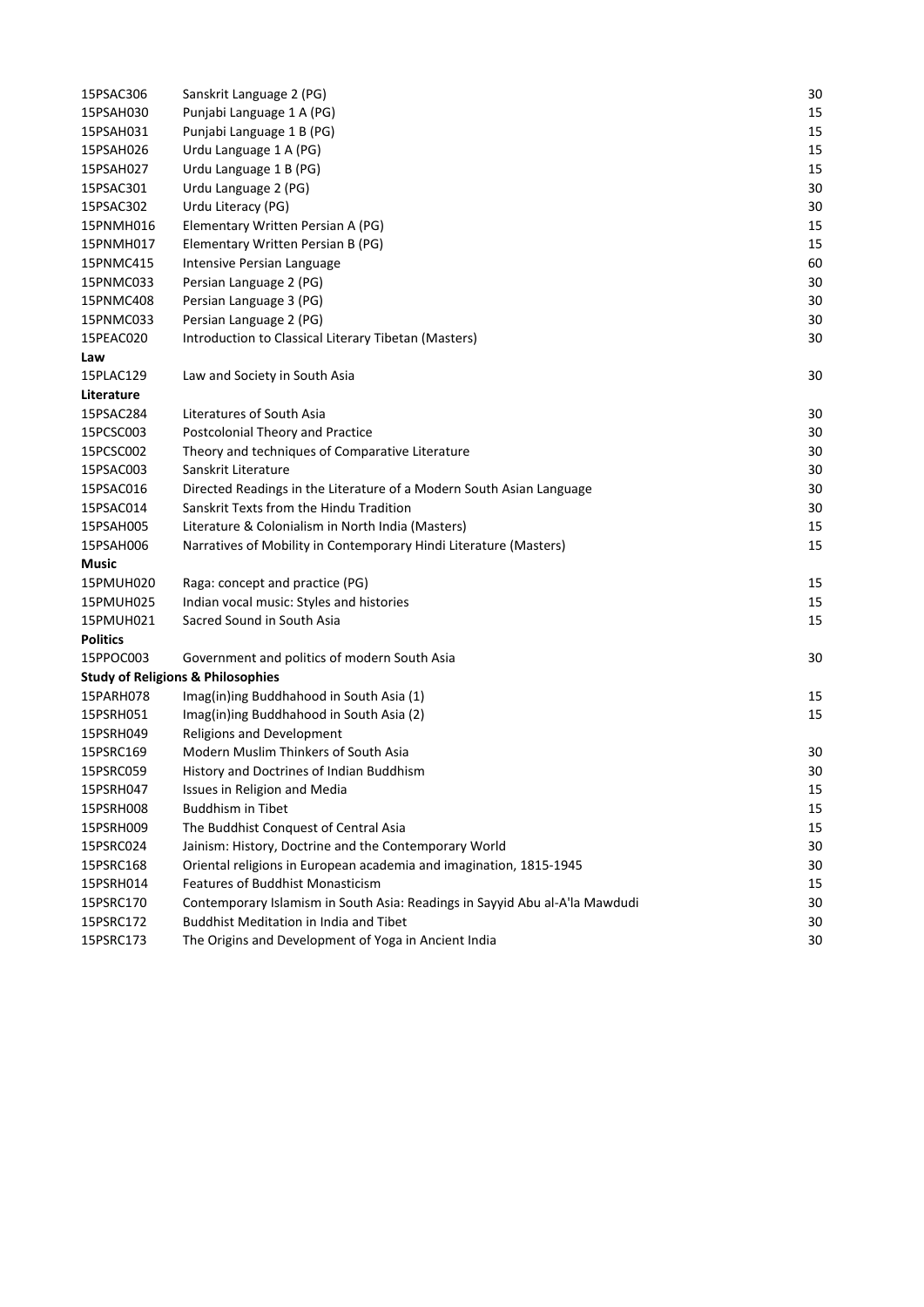| | | |
|---|---|---|
| 15PSAC306 | Sanskrit Language 2 (PG) | 30 |
| 15PSAH030 | Punjabi Language 1 A (PG) | 15 |
| 15PSAH031 | Punjabi Language 1 B (PG) | 15 |
| 15PSAH026 | Urdu Language 1 A (PG) | 15 |
| 15PSAH027 | Urdu Language 1 B (PG) | 15 |
| 15PSAC301 | Urdu Language 2 (PG) | 30 |
| 15PSAC302 | Urdu Literacy (PG) | 30 |
| 15PNMH016 | Elementary Written Persian A (PG) | 15 |
| 15PNMH017 | Elementary Written Persian B (PG) | 15 |
| 15PNMC415 | Intensive Persian Language | 60 |
| 15PNMC033 | Persian Language 2 (PG) | 30 |
| 15PNMC408 | Persian Language 3 (PG) | 30 |
| 15PNMC033 | Persian Language 2 (PG) | 30 |
| 15PEAC020 | Introduction to Classical Literary Tibetan (Masters) | 30 |
| **Law** | | |
| 15PLAC129 | Law and Society in South Asia | 30 |
| **Literature** | | |
| 15PSAC284 | Literatures of South Asia | 30 |
| 15PCSC003 | Postcolonial Theory and Practice | 30 |
| 15PCSC002 | Theory and techniques of Comparative Literature | 30 |
| 15PSAC003 | Sanskrit Literature | 30 |
| 15PSAC016 | Directed Readings in the Literature of a Modern South Asian Language | 30 |
| 15PSAC014 | Sanskrit Texts from the Hindu Tradition | 30 |
| 15PSAH005 | Literature & Colonialism in North India (Masters) | 15 |
| 15PSAH006 | Narratives of Mobility in Contemporary Hindi Literature (Masters) | 15 |
| **Music** | | |
| 15PMUH020 | Raga: concept and practice (PG) | 15 |
| 15PMUH025 | Indian vocal music: Styles and histories | 15 |
| 15PMUH021 | Sacred Sound in South Asia | 15 |
| **Politics** | | |
| 15PPOC003 | Government and politics of modern South Asia | 30 |
| **Study of Religions & Philosophies** | | |
| 15PARH078 | Imag(in)ing Buddhahood in South Asia (1) | 15 |
| 15PSRH051 | Imag(in)ing Buddhahood in South Asia (2) | 15 |
| 15PSRH049 | Religions and Development | |
| 15PSRC169 | Modern Muslim Thinkers of South Asia | 30 |
| 15PSRC059 | History and Doctrines of Indian Buddhism | 30 |
| 15PSRH047 | Issues in Religion and Media | 15 |
| 15PSRH008 | Buddhism in Tibet | 15 |
| 15PSRH009 | The Buddhist Conquest of Central Asia | 15 |
| 15PSRC024 | Jainism: History, Doctrine and the Contemporary World | 30 |
| 15PSRC168 | Oriental religions in European academia and imagination, 1815-1945 | 30 |
| 15PSRH014 | Features of Buddhist Monasticism | 15 |
| 15PSRC170 | Contemporary Islamism in South Asia: Readings in Sayyid Abu al-A'la Mawdudi | 30 |
| 15PSRC172 | Buddhist Meditation in India and Tibet | 30 |
| 15PSRC173 | The Origins and Development of Yoga in Ancient India | 30 |